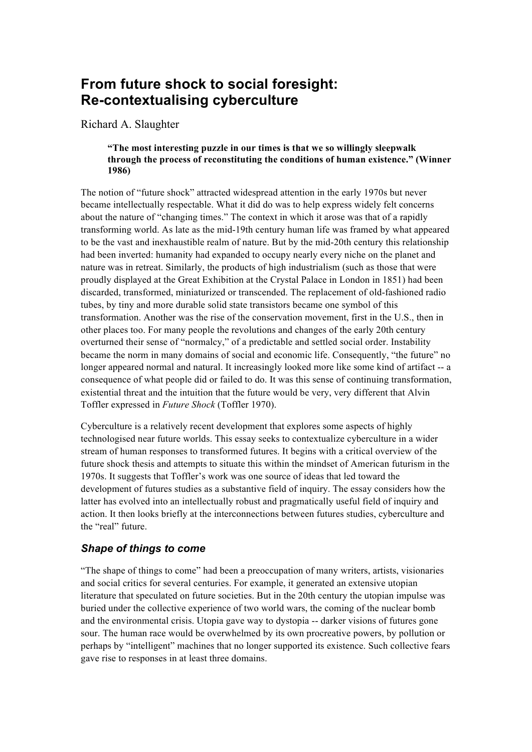# From future shock to social foresight: Re-contextualising cyberculture

Richard A. Slaughter

> **"The most interesting puzzle in our times is that we so willingly sleepwalk through the process of reconstituting the conditions of human existence." (Winner 1986)**

The notion of "future shock" attracted widespread attention in the early 1970s but never became intellectually respectable. What it did do was to help express widely felt concerns about the nature of "changing times." The context in which it arose was that of a rapidly transforming world. As late as the mid-19th century human life was framed by what appeared to be the vast and inexhaustible realm of nature. But by the mid-20th century this relationship had been inverted: humanity had expanded to occupy nearly every niche on the planet and nature was in retreat. Similarly, the products of high industrialism (such as those that were proudly displayed at the Great Exhibition at the Crystal Palace in London in 1851) had been discarded, transformed, miniaturized or transcended. The replacement of old-fashioned radio tubes, by tiny and more durable solid state transistors became one symbol of this transformation. Another was the rise of the conservation movement, first in the U.S., then in other places too. For many people the revolutions and changes of the early 20th century overturned their sense of "normalcy," of a predictable and settled social order. Instability became the norm in many domains of social and economic life. Consequently, "the future" no longer appeared normal and natural. It increasingly looked more like some kind of artifact -- a consequence of what people did or failed to do. It was this sense of continuing transformation, existential threat and the intuition that the future would be very, very different that Alvin Toffler expressed in *Future Shock* (Toffler 1970).

Cyberculture is a relatively recent development that explores some aspects of highly technologised near future worlds. This essay seeks to contextualize cyberculture in a wider stream of human responses to transformed futures. It begins with a critical overview of the future shock thesis and attempts to situate this within the mindset of American futurism in the 1970s. It suggests that Toffler's work was one source of ideas that led toward the development of futures studies as a substantive field of inquiry. The essay considers how the latter has evolved into an intellectually robust and pragmatically useful field of inquiry and action. It then looks briefly at the interconnections between futures studies, cyberculture and the "real" future.

### *Shape of things to come*

"The shape of things to come" had been a preoccupation of many writers, artists, visionaries and social critics for several centuries. For example, it generated an extensive utopian literature that speculated on future societies. But in the 20th century the utopian impulse was buried under the collective experience of two world wars, the coming of the nuclear bomb and the environmental crisis. Utopia gave way to dystopia -- darker visions of futures gone sour. The human race would be overwhelmed by its own procreative powers, by pollution or perhaps by "intelligent" machines that no longer supported its existence. Such collective fears gave rise to responses in at least three domains.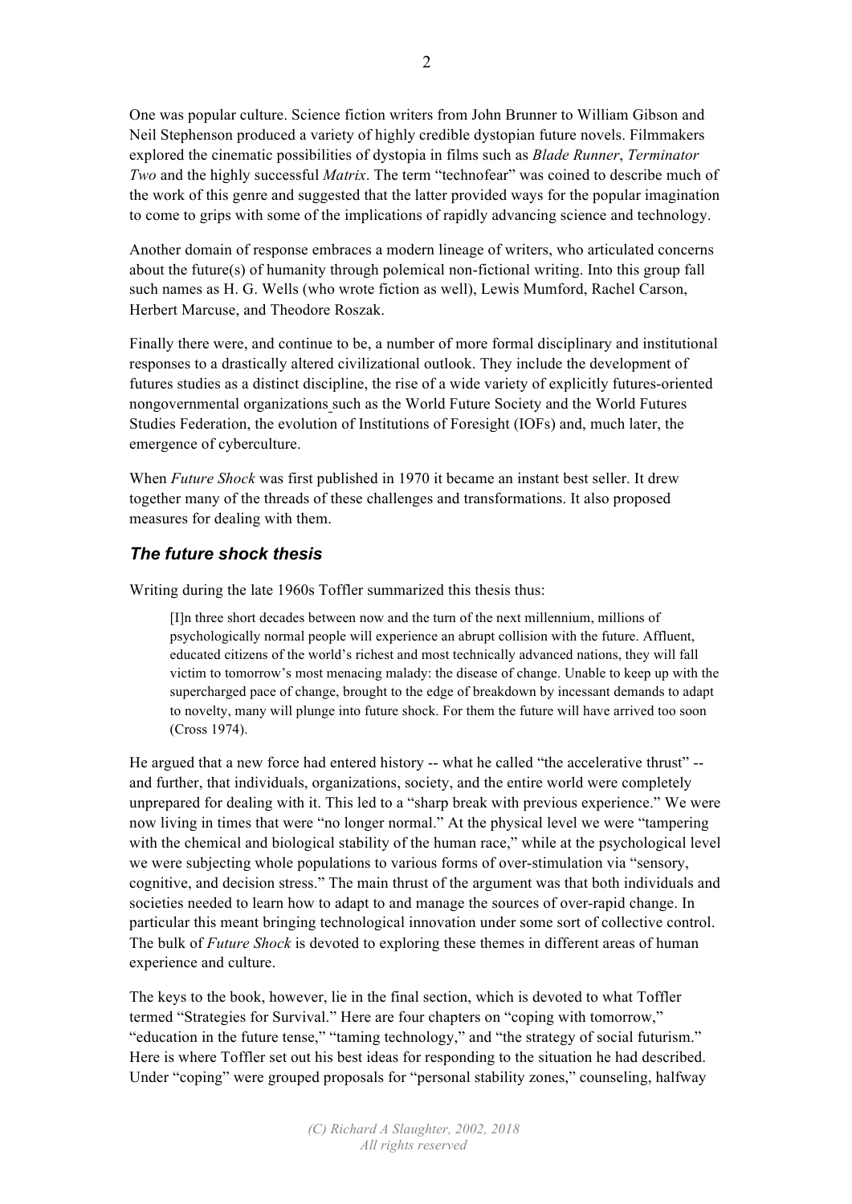One was popular culture. Science fiction writers from John Brunner to William Gibson and Neil Stephenson produced a variety of highly credible dystopian future novels. Filmmakers explored the cinematic possibilities of dystopia in films such as *Blade Runner*, *Terminator Two* and the highly successful *Matrix*. The term "technofear" was coined to describe much of the work of this genre and suggested that the latter provided ways for the popular imagination to come to grips with some of the implications of rapidly advancing science and technology.

Another domain of response embraces a modern lineage of writers, who articulated concerns about the future(s) of humanity through polemical non-fictional writing. Into this group fall such names as H. G. Wells (who wrote fiction as well), Lewis Mumford, Rachel Carson, Herbert Marcuse, and Theodore Roszak.

Finally there were, and continue to be, a number of more formal disciplinary and institutional responses to a drastically altered civilizational outlook. They include the development of futures studies as a distinct discipline, the rise of a wide variety of explicitly futures-oriented nongovernmental organizations such as the World Future Society and the World Futures Studies Federation, the evolution of Institutions of Foresight (IOFs) and, much later, the emergence of cyberculture.

When *Future Shock* was first published in 1970 it became an instant best seller. It drew together many of the threads of these challenges and transformations. It also proposed measures for dealing with them.

### *The future shock thesis*

Writing during the late 1960s Toffler summarized this thesis thus:

> [I]n three short decades between now and the turn of the next millennium, millions of psychologically normal people will experience an abrupt collision with the future. Affluent, educated citizens of the world's richest and most technically advanced nations, they will fall victim to tomorrow's most menacing malady: the disease of change. Unable to keep up with the supercharged pace of change, brought to the edge of breakdown by incessant demands to adapt to novelty, many will plunge into future shock. For them the future will have arrived too soon (Cross 1974).

He argued that a new force had entered history -- what he called "the accelerative thrust" -- and further, that individuals, organizations, society, and the entire world were completely unprepared for dealing with it. This led to a "sharp break with previous experience." We were now living in times that were "no longer normal." At the physical level we were "tampering with the chemical and biological stability of the human race," while at the psychological level we were subjecting whole populations to various forms of over-stimulation via "sensory, cognitive, and decision stress." The main thrust of the argument was that both individuals and societies needed to learn how to adapt to and manage the sources of over-rapid change. In particular this meant bringing technological innovation under some sort of collective control. The bulk of *Future Shock* is devoted to exploring these themes in different areas of human experience and culture.

The keys to the book, however, lie in the final section, which is devoted to what Toffler termed "Strategies for Survival." Here are four chapters on "coping with tomorrow," "education in the future tense," "taming technology," and "the strategy of social futurism." Here is where Toffler set out his best ideas for responding to the situation he had described. Under "coping" were grouped proposals for "personal stability zones," counseling, halfway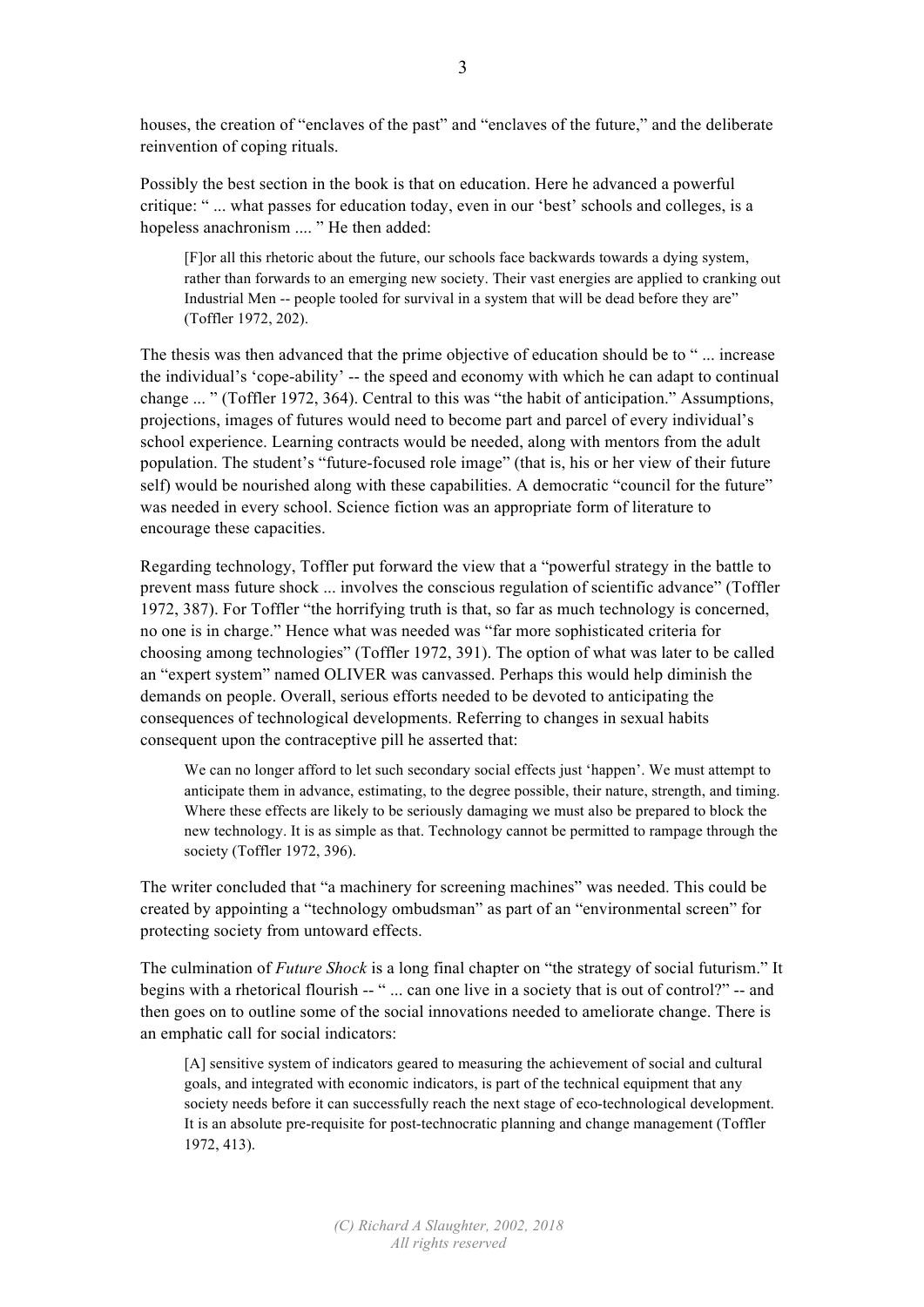houses, the creation of "enclaves of the past" and "enclaves of the future," and the deliberate reinvention of coping rituals.

Possibly the best section in the book is that on education. Here he advanced a powerful critique: " ... what passes for education today, even in our 'best' schools and colleges, is a hopeless anachronism .... " He then added:

> [F]or all this rhetoric about the future, our schools face backwards towards a dying system, rather than forwards to an emerging new society. Their vast energies are applied to cranking out Industrial Men -- people tooled for survival in a system that will be dead before they are" (Toffler 1972, 202).

The thesis was then advanced that the prime objective of education should be to " ... increase the individual's 'cope-ability' -- the speed and economy with which he can adapt to continual change ... " (Toffler 1972, 364). Central to this was "the habit of anticipation." Assumptions, projections, images of futures would need to become part and parcel of every individual's school experience. Learning contracts would be needed, along with mentors from the adult population. The student's "future-focused role image" (that is, his or her view of their future self) would be nourished along with these capabilities. A democratic "council for the future" was needed in every school. Science fiction was an appropriate form of literature to encourage these capacities.

Regarding technology, Toffler put forward the view that a "powerful strategy in the battle to prevent mass future shock ... involves the conscious regulation of scientific advance" (Toffler 1972, 387). For Toffler "the horrifying truth is that, so far as much technology is concerned, no one is in charge." Hence what was needed was "far more sophisticated criteria for choosing among technologies" (Toffler 1972, 391). The option of what was later to be called an "expert system" named OLIVER was canvassed. Perhaps this would help diminish the demands on people. Overall, serious efforts needed to be devoted to anticipating the consequences of technological developments. Referring to changes in sexual habits consequent upon the contraceptive pill he asserted that:

> We can no longer afford to let such secondary social effects just 'happen'. We must attempt to anticipate them in advance, estimating, to the degree possible, their nature, strength, and timing. Where these effects are likely to be seriously damaging we must also be prepared to block the new technology. It is as simple as that. Technology cannot be permitted to rampage through the society (Toffler 1972, 396).

The writer concluded that "a machinery for screening machines" was needed. This could be created by appointing a "technology ombudsman" as part of an "environmental screen" for protecting society from untoward effects.

The culmination of *Future Shock* is a long final chapter on "the strategy of social futurism." It begins with a rhetorical flourish -- " ... can one live in a society that is out of control?" -- and then goes on to outline some of the social innovations needed to ameliorate change. There is an emphatic call for social indicators:

> [A] sensitive system of indicators geared to measuring the achievement of social and cultural goals, and integrated with economic indicators, is part of the technical equipment that any society needs before it can successfully reach the next stage of eco-technological development. It is an absolute pre-requisite for post-technocratic planning and change management (Toffler 1972, 413).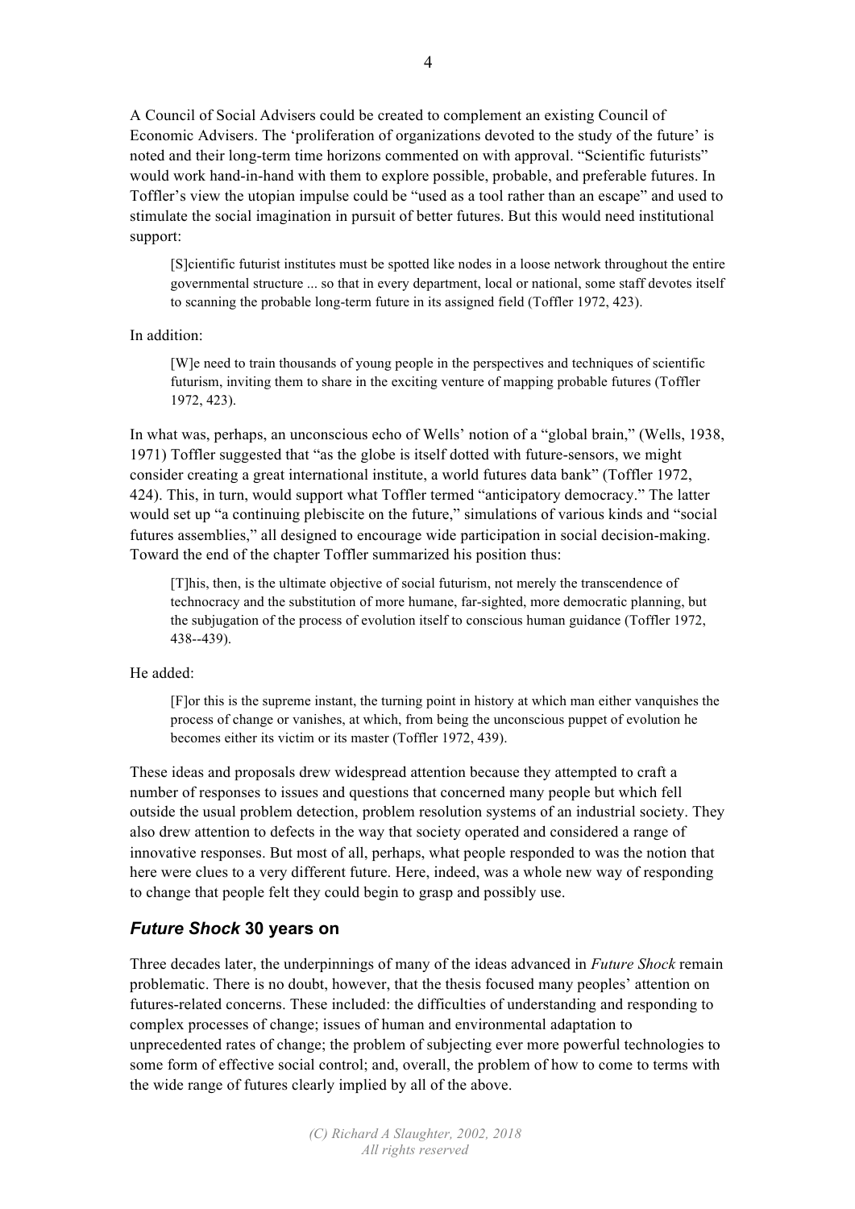A Council of Social Advisers could be created to complement an existing Council of Economic Advisers. The 'proliferation of organizations devoted to the study of the future' is noted and their long-term time horizons commented on with approval. "Scientific futurists" would work hand-in-hand with them to explore possible, probable, and preferable futures. In Toffler's view the utopian impulse could be "used as a tool rather than an escape" and used to stimulate the social imagination in pursuit of better futures. But this would need institutional support:

> [S]cientific futurist institutes must be spotted like nodes in a loose network throughout the entire governmental structure ... so that in every department, local or national, some staff devotes itself to scanning the probable long-term future in its assigned field (Toffler 1972, 423).

In addition:

> [W]e need to train thousands of young people in the perspectives and techniques of scientific futurism, inviting them to share in the exciting venture of mapping probable futures (Toffler 1972, 423).

In what was, perhaps, an unconscious echo of Wells' notion of a "global brain," (Wells, 1938, 1971) Toffler suggested that "as the globe is itself dotted with future-sensors, we might consider creating a great international institute, a world futures data bank" (Toffler 1972, 424). This, in turn, would support what Toffler termed "anticipatory democracy." The latter would set up "a continuing plebiscite on the future," simulations of various kinds and "social futures assemblies," all designed to encourage wide participation in social decision-making. Toward the end of the chapter Toffler summarized his position thus:

> [T]his, then, is the ultimate objective of social futurism, not merely the transcendence of technocracy and the substitution of more humane, far-sighted, more democratic planning, but the subjugation of the process of evolution itself to conscious human guidance (Toffler 1972, 438--439).

He added:

> [F]or this is the supreme instant, the turning point in history at which man either vanquishes the process of change or vanishes, at which, from being the unconscious puppet of evolution he becomes either its victim or its master (Toffler 1972, 439).

These ideas and proposals drew widespread attention because they attempted to craft a number of responses to issues and questions that concerned many people but which fell outside the usual problem detection, problem resolution systems of an industrial society. They also drew attention to defects in the way that society operated and considered a range of innovative responses. But most of all, perhaps, what people responded to was the notion that here were clues to a very different future. Here, indeed, was a whole new way of responding to change that people felt they could begin to grasp and possibly use.

## *Future Shock* 30 years on

Three decades later, the underpinnings of many of the ideas advanced in *Future Shock* remain problematic. There is no doubt, however, that the thesis focused many peoples' attention on futures-related concerns. These included: the difficulties of understanding and responding to complex processes of change; issues of human and environmental adaptation to unprecedented rates of change; the problem of subjecting ever more powerful technologies to some form of effective social control; and, overall, the problem of how to come to terms with the wide range of futures clearly implied by all of the above.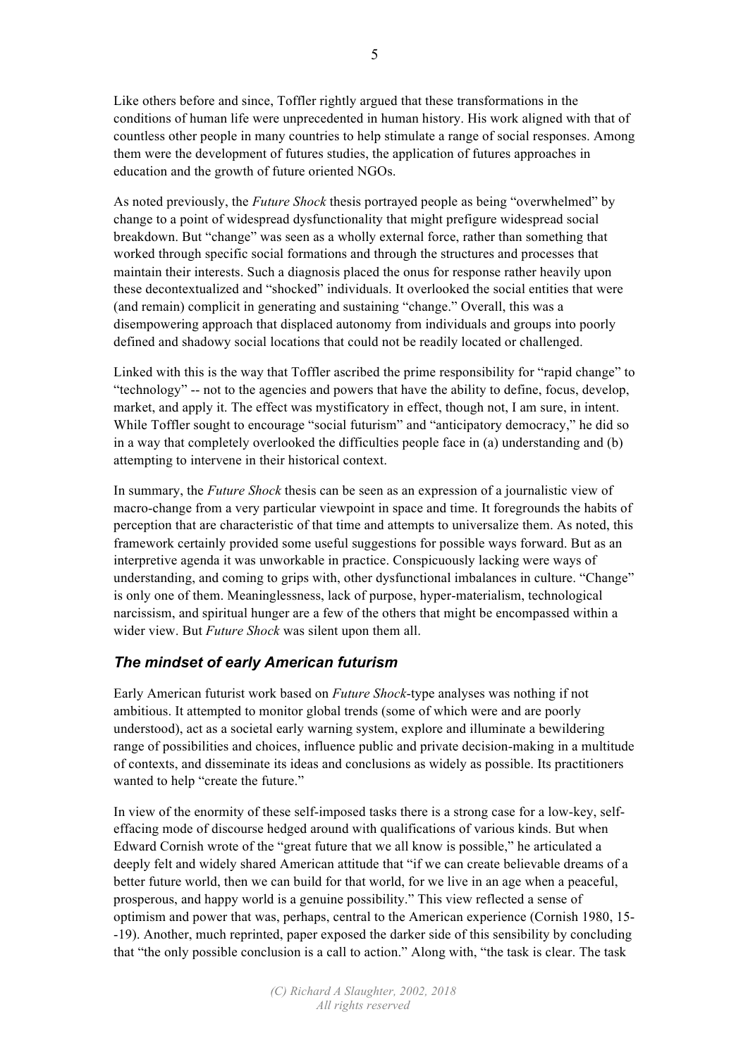Like others before and since, Toffler rightly argued that these transformations in the conditions of human life were unprecedented in human history. His work aligned with that of countless other people in many countries to help stimulate a range of social responses. Among them were the development of futures studies, the application of futures approaches in education and the growth of future oriented NGOs.

As noted previously, the *Future Shock* thesis portrayed people as being "overwhelmed" by change to a point of widespread dysfunctionality that might prefigure widespread social breakdown. But "change" was seen as a wholly external force, rather than something that worked through specific social formations and through the structures and processes that maintain their interests. Such a diagnosis placed the onus for response rather heavily upon these decontextualized and "shocked" individuals. It overlooked the social entities that were (and remain) complicit in generating and sustaining "change." Overall, this was a disempowering approach that displaced autonomy from individuals and groups into poorly defined and shadowy social locations that could not be readily located or challenged.

Linked with this is the way that Toffler ascribed the prime responsibility for "rapid change" to "technology" -- not to the agencies and powers that have the ability to define, focus, develop, market, and apply it. The effect was mystificatory in effect, though not, I am sure, in intent. While Toffler sought to encourage "social futurism" and "anticipatory democracy," he did so in a way that completely overlooked the difficulties people face in (a) understanding and (b) attempting to intervene in their historical context.

In summary, the *Future Shock* thesis can be seen as an expression of a journalistic view of macro-change from a very particular viewpoint in space and time. It foregrounds the habits of perception that are characteristic of that time and attempts to universalize them. As noted, this framework certainly provided some useful suggestions for possible ways forward. But as an interpretive agenda it was unworkable in practice. Conspicuously lacking were ways of understanding, and coming to grips with, other dysfunctional imbalances in culture. "Change" is only one of them. Meaninglessness, lack of purpose, hyper-materialism, technological narcissism, and spiritual hunger are a few of the others that might be encompassed within a wider view. But *Future Shock* was silent upon them all.

## *The mindset of early American futurism*

Early American futurist work based on *Future Shock*-type analyses was nothing if not ambitious. It attempted to monitor global trends (some of which were and are poorly understood), act as a societal early warning system, explore and illuminate a bewildering range of possibilities and choices, influence public and private decision-making in a multitude of contexts, and disseminate its ideas and conclusions as widely as possible. Its practitioners wanted to help "create the future."

In view of the enormity of these self-imposed tasks there is a strong case for a low-key, self-effacing mode of discourse hedged around with qualifications of various kinds. But when Edward Cornish wrote of the "great future that we all know is possible," he articulated a deeply felt and widely shared American attitude that "if we can create believable dreams of a better future world, then we can build for that world, for we live in an age when a peaceful, prosperous, and happy world is a genuine possibility." This view reflected a sense of optimism and power that was, perhaps, central to the American experience (Cornish 1980, 15--19). Another, much reprinted, paper exposed the darker side of this sensibility by concluding that "the only possible conclusion is a call to action." Along with, "the task is clear. The task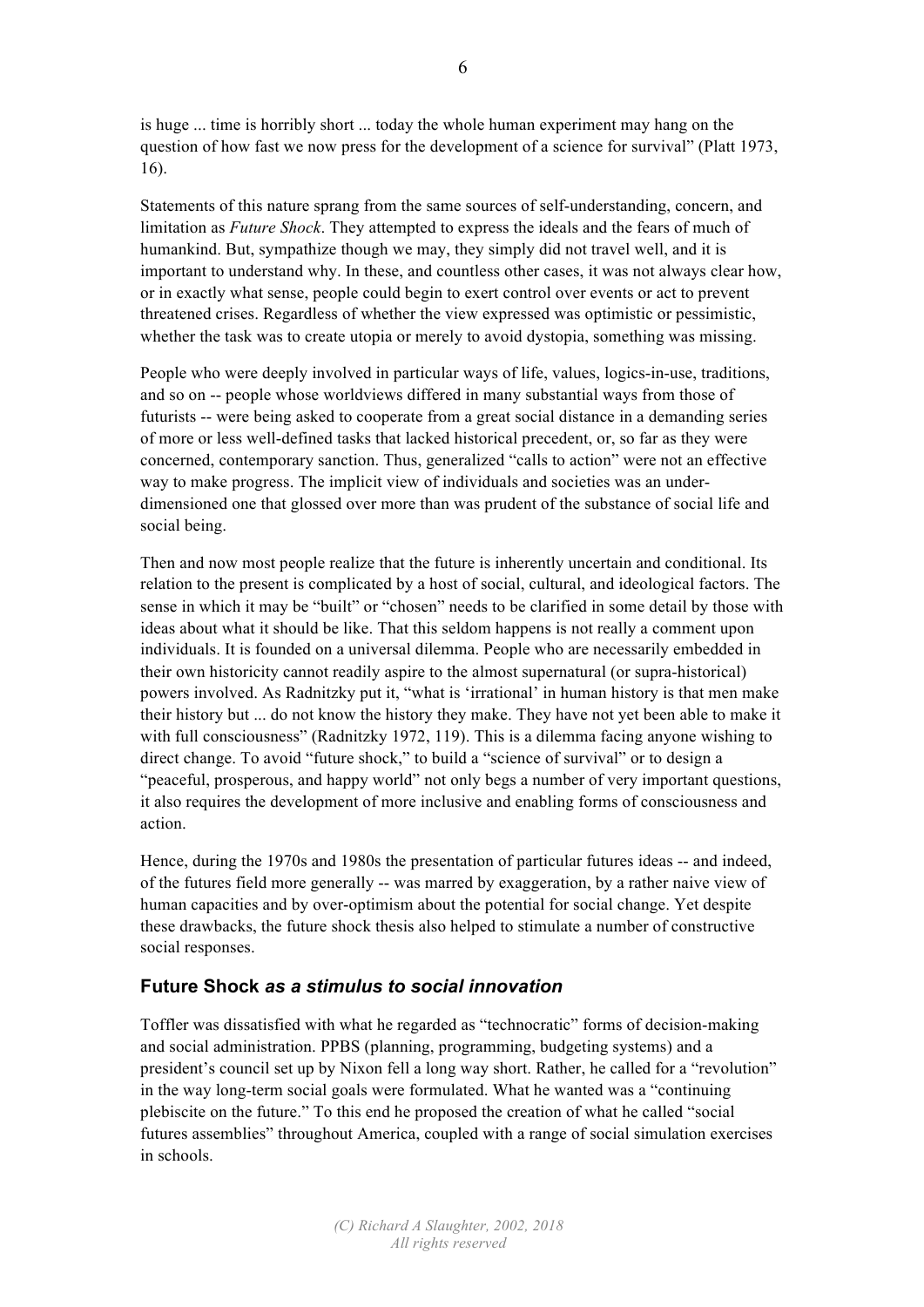is huge ... time is horribly short ... today the whole human experiment may hang on the question of how fast we now press for the development of a science for survival" (Platt 1973, 16).

Statements of this nature sprang from the same sources of self-understanding, concern, and limitation as *Future Shock*. They attempted to express the ideals and the fears of much of humankind. But, sympathize though we may, they simply did not travel well, and it is important to understand why. In these, and countless other cases, it was not always clear how, or in exactly what sense, people could begin to exert control over events or act to prevent threatened crises. Regardless of whether the view expressed was optimistic or pessimistic, whether the task was to create utopia or merely to avoid dystopia, something was missing.

People who were deeply involved in particular ways of life, values, logics-in-use, traditions, and so on -- people whose worldviews differed in many substantial ways from those of futurists -- were being asked to cooperate from a great social distance in a demanding series of more or less well-defined tasks that lacked historical precedent, or, so far as they were concerned, contemporary sanction. Thus, generalized "calls to action" were not an effective way to make progress. The implicit view of individuals and societies was an under-dimensioned one that glossed over more than was prudent of the substance of social life and social being.

Then and now most people realize that the future is inherently uncertain and conditional. Its relation to the present is complicated by a host of social, cultural, and ideological factors. The sense in which it may be "built" or "chosen" needs to be clarified in some detail by those with ideas about what it should be like. That this seldom happens is not really a comment upon individuals. It is founded on a universal dilemma. People who are necessarily embedded in their own historicity cannot readily aspire to the almost supernatural (or supra-historical) powers involved. As Radnitzky put it, "what is 'irrational' in human history is that men make their history but ... do not know the history they make. They have not yet been able to make it with full consciousness" (Radnitzky 1972, 119). This is a dilemma facing anyone wishing to direct change. To avoid "future shock," to build a "science of survival" or to design a "peaceful, prosperous, and happy world" not only begs a number of very important questions, it also requires the development of more inclusive and enabling forms of consciousness and action.

Hence, during the 1970s and 1980s the presentation of particular futures ideas -- and indeed, of the futures field more generally -- was marred by exaggeration, by a rather naive view of human capacities and by over-optimism about the potential for social change. Yet despite these drawbacks, the future shock thesis also helped to stimulate a number of constructive social responses.

## Future Shock *as a stimulus to social innovation*

Toffler was dissatisfied with what he regarded as "technocratic" forms of decision-making and social administration. PPBS (planning, programming, budgeting systems) and a president's council set up by Nixon fell a long way short. Rather, he called for a "revolution" in the way long-term social goals were formulated. What he wanted was a "continuing plebiscite on the future." To this end he proposed the creation of what he called "social futures assemblies" throughout America, coupled with a range of social simulation exercises in schools.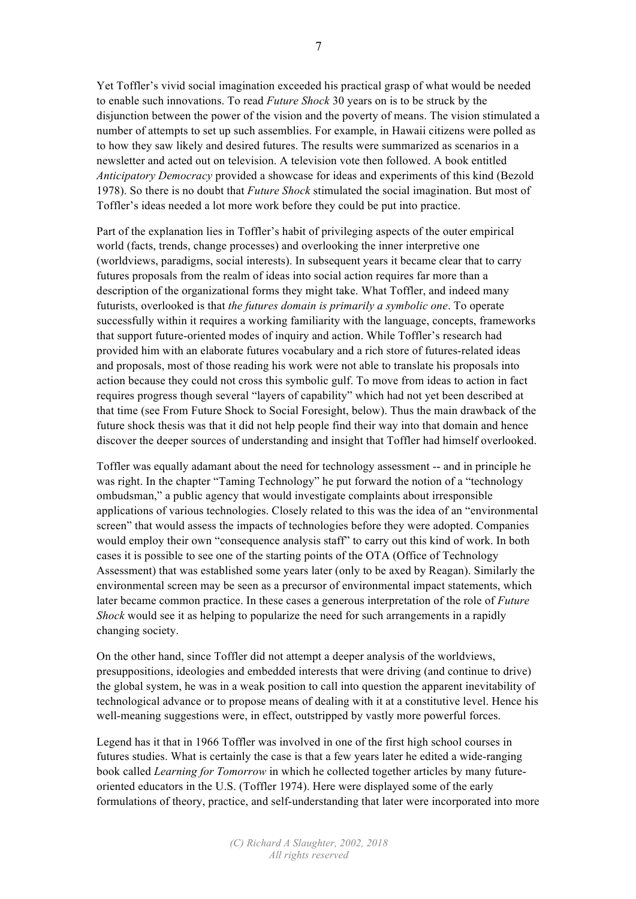Yet Toffler's vivid social imagination exceeded his practical grasp of what would be needed to enable such innovations. To read *Future Shock* 30 years on is to be struck by the disjunction between the power of the vision and the poverty of means. The vision stimulated a number of attempts to set up such assemblies. For example, in Hawaii citizens were polled as to how they saw likely and desired futures. The results were summarized as scenarios in a newsletter and acted out on television. A television vote then followed. A book entitled *Anticipatory Democracy* provided a showcase for ideas and experiments of this kind (Bezold 1978). So there is no doubt that *Future Shock* stimulated the social imagination. But most of Toffler's ideas needed a lot more work before they could be put into practice.

Part of the explanation lies in Toffler's habit of privileging aspects of the outer empirical world (facts, trends, change processes) and overlooking the inner interpretive one (worldviews, paradigms, social interests). In subsequent years it became clear that to carry futures proposals from the realm of ideas into social action requires far more than a description of the organizational forms they might take. What Toffler, and indeed many futurists, overlooked is that *the futures domain is primarily a symbolic one*. To operate successfully within it requires a working familiarity with the language, concepts, frameworks that support future-oriented modes of inquiry and action. While Toffler's research had provided him with an elaborate futures vocabulary and a rich store of futures-related ideas and proposals, most of those reading his work were not able to translate his proposals into action because they could not cross this symbolic gulf. To move from ideas to action in fact requires progress though several "layers of capability" which had not yet been described at that time (see From Future Shock to Social Foresight, below). Thus the main drawback of the future shock thesis was that it did not help people find their way into that domain and hence discover the deeper sources of understanding and insight that Toffler had himself overlooked.

Toffler was equally adamant about the need for technology assessment -- and in principle he was right. In the chapter "Taming Technology" he put forward the notion of a "technology ombudsman," a public agency that would investigate complaints about irresponsible applications of various technologies. Closely related to this was the idea of an "environmental screen" that would assess the impacts of technologies before they were adopted. Companies would employ their own "consequence analysis staff" to carry out this kind of work. In both cases it is possible to see one of the starting points of the OTA (Office of Technology Assessment) that was established some years later (only to be axed by Reagan). Similarly the environmental screen may be seen as a precursor of environmental impact statements, which later became common practice. In these cases a generous interpretation of the role of *Future Shock* would see it as helping to popularize the need for such arrangements in a rapidly changing society.

On the other hand, since Toffler did not attempt a deeper analysis of the worldviews, presuppositions, ideologies and embedded interests that were driving (and continue to drive) the global system, he was in a weak position to call into question the apparent inevitability of technological advance or to propose means of dealing with it at a constitutive level. Hence his well-meaning suggestions were, in effect, outstripped by vastly more powerful forces.

Legend has it that in 1966 Toffler was involved in one of the first high school courses in futures studies. What is certainly the case is that a few years later he edited a wide-ranging book called *Learning for Tomorrow* in which he collected together articles by many future-oriented educators in the U.S. (Toffler 1974). Here were displayed some of the early formulations of theory, practice, and self-understanding that later were incorporated into more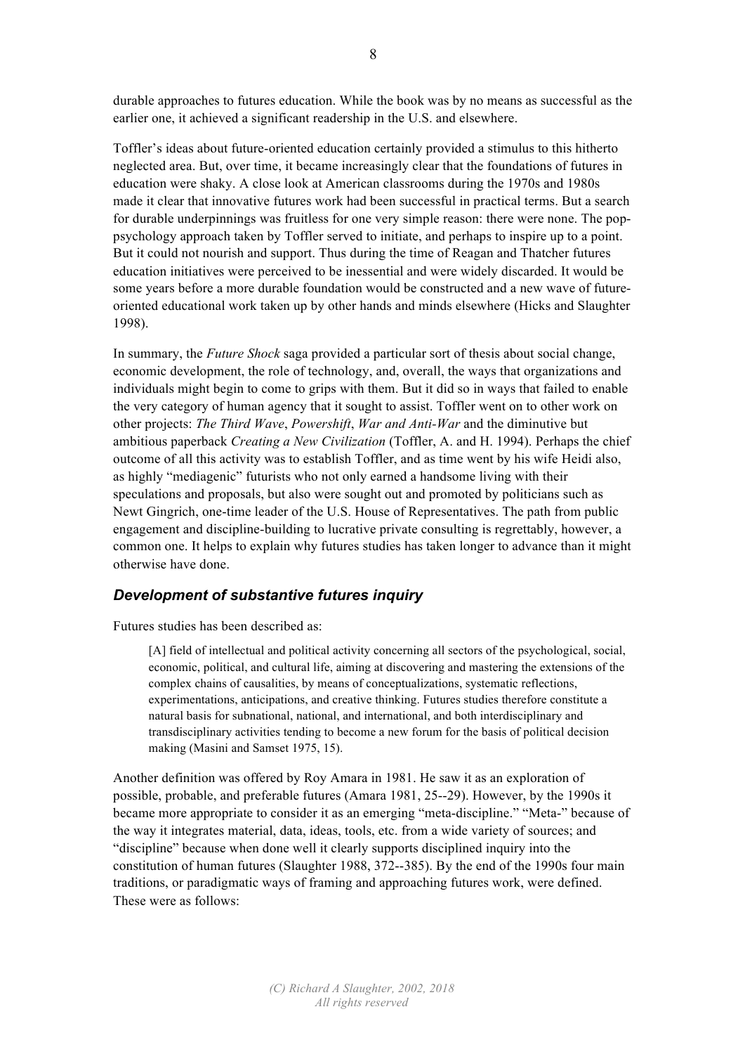durable approaches to futures education. While the book was by no means as successful as the earlier one, it achieved a significant readership in the U.S. and elsewhere.

Toffler's ideas about future-oriented education certainly provided a stimulus to this hitherto neglected area. But, over time, it became increasingly clear that the foundations of futures in education were shaky. A close look at American classrooms during the 1970s and 1980s made it clear that innovative futures work had been successful in practical terms. But a search for durable underpinnings was fruitless for one very simple reason: there were none. The pop-psychology approach taken by Toffler served to initiate, and perhaps to inspire up to a point. But it could not nourish and support. Thus during the time of Reagan and Thatcher futures education initiatives were perceived to be inessential and were widely discarded. It would be some years before a more durable foundation would be constructed and a new wave of future-oriented educational work taken up by other hands and minds elsewhere (Hicks and Slaughter 1998).

In summary, the *Future Shock* saga provided a particular sort of thesis about social change, economic development, the role of technology, and, overall, the ways that organizations and individuals might begin to come to grips with them. But it did so in ways that failed to enable the very category of human agency that it sought to assist. Toffler went on to other work on other projects: *The Third Wave*, *Powershift*, *War and Anti-War* and the diminutive but ambitious paperback *Creating a New Civilization* (Toffler, A. and H. 1994). Perhaps the chief outcome of all this activity was to establish Toffler, and as time went by his wife Heidi also, as highly "mediagenic" futurists who not only earned a handsome living with their speculations and proposals, but also were sought out and promoted by politicians such as Newt Gingrich, one-time leader of the U.S. House of Representatives. The path from public engagement and discipline-building to lucrative private consulting is regrettably, however, a common one. It helps to explain why futures studies has taken longer to advance than it might otherwise have done.

### *Development of substantive futures inquiry*

Futures studies has been described as:

> [A] field of intellectual and political activity concerning all sectors of the psychological, social, economic, political, and cultural life, aiming at discovering and mastering the extensions of the complex chains of causalities, by means of conceptualizations, systematic reflections, experimentations, anticipations, and creative thinking. Futures studies therefore constitute a natural basis for subnational, national, and international, and both interdisciplinary and transdisciplinary activities tending to become a new forum for the basis of political decision making (Masini and Samset 1975, 15).

Another definition was offered by Roy Amara in 1981. He saw it as an exploration of possible, probable, and preferable futures (Amara 1981, 25--29). However, by the 1990s it became more appropriate to consider it as an emerging "meta-discipline." "Meta-" because of the way it integrates material, data, ideas, tools, etc. from a wide variety of sources; and "discipline" because when done well it clearly supports disciplined inquiry into the constitution of human futures (Slaughter 1988, 372--385). By the end of the 1990s four main traditions, or paradigmatic ways of framing and approaching futures work, were defined. These were as follows: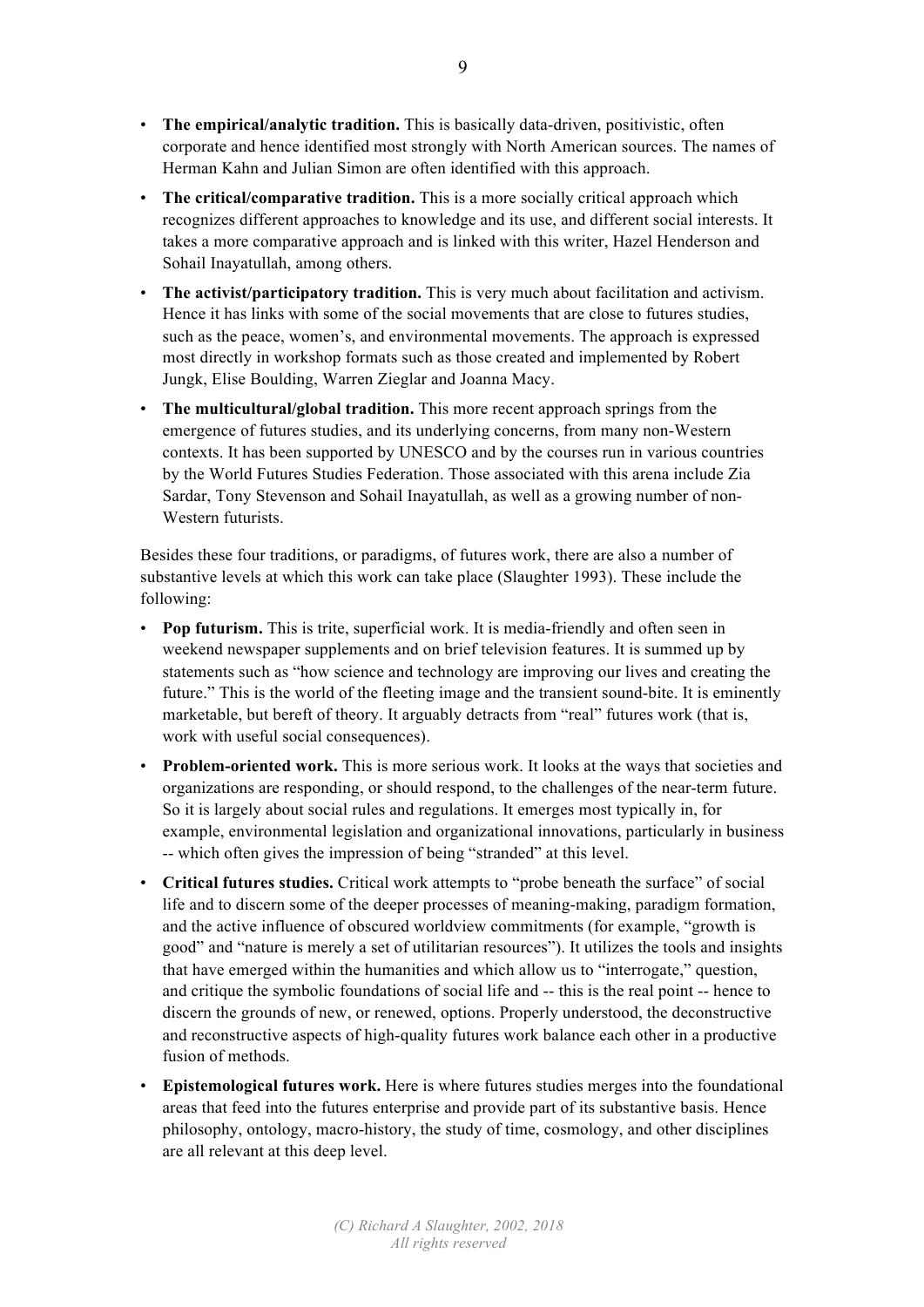- **The empirical/analytic tradition.** This is basically data-driven, positivistic, often corporate and hence identified most strongly with North American sources. The names of Herman Kahn and Julian Simon are often identified with this approach.
- **The critical/comparative tradition.** This is a more socially critical approach which recognizes different approaches to knowledge and its use, and different social interests. It takes a more comparative approach and is linked with this writer, Hazel Henderson and Sohail Inayatullah, among others.
- **The activist/participatory tradition.** This is very much about facilitation and activism. Hence it has links with some of the social movements that are close to futures studies, such as the peace, women's, and environmental movements. The approach is expressed most directly in workshop formats such as those created and implemented by Robert Jungk, Elise Boulding, Warren Zieglar and Joanna Macy.
- **The multicultural/global tradition.** This more recent approach springs from the emergence of futures studies, and its underlying concerns, from many non-Western contexts. It has been supported by UNESCO and by the courses run in various countries by the World Futures Studies Federation. Those associated with this arena include Zia Sardar, Tony Stevenson and Sohail Inayatullah, as well as a growing number of non-Western futurists.

Besides these four traditions, or paradigms, of futures work, there are also a number of substantive levels at which this work can take place (Slaughter 1993). These include the following:

- **Pop futurism.** This is trite, superficial work. It is media-friendly and often seen in weekend newspaper supplements and on brief television features. It is summed up by statements such as "how science and technology are improving our lives and creating the future." This is the world of the fleeting image and the transient sound-bite. It is eminently marketable, but bereft of theory. It arguably detracts from "real" futures work (that is, work with useful social consequences).
- **Problem-oriented work.** This is more serious work. It looks at the ways that societies and organizations are responding, or should respond, to the challenges of the near-term future. So it is largely about social rules and regulations. It emerges most typically in, for example, environmental legislation and organizational innovations, particularly in business -- which often gives the impression of being "stranded" at this level.
- **Critical futures studies.** Critical work attempts to "probe beneath the surface" of social life and to discern some of the deeper processes of meaning-making, paradigm formation, and the active influence of obscured worldview commitments (for example, "growth is good" and "nature is merely a set of utilitarian resources"). It utilizes the tools and insights that have emerged within the humanities and which allow us to "interrogate," question, and critique the symbolic foundations of social life and -- this is the real point -- hence to discern the grounds of new, or renewed, options. Properly understood, the deconstructive and reconstructive aspects of high-quality futures work balance each other in a productive fusion of methods.
- **Epistemological futures work.** Here is where futures studies merges into the foundational areas that feed into the futures enterprise and provide part of its substantive basis. Hence philosophy, ontology, macro-history, the study of time, cosmology, and other disciplines are all relevant at this deep level.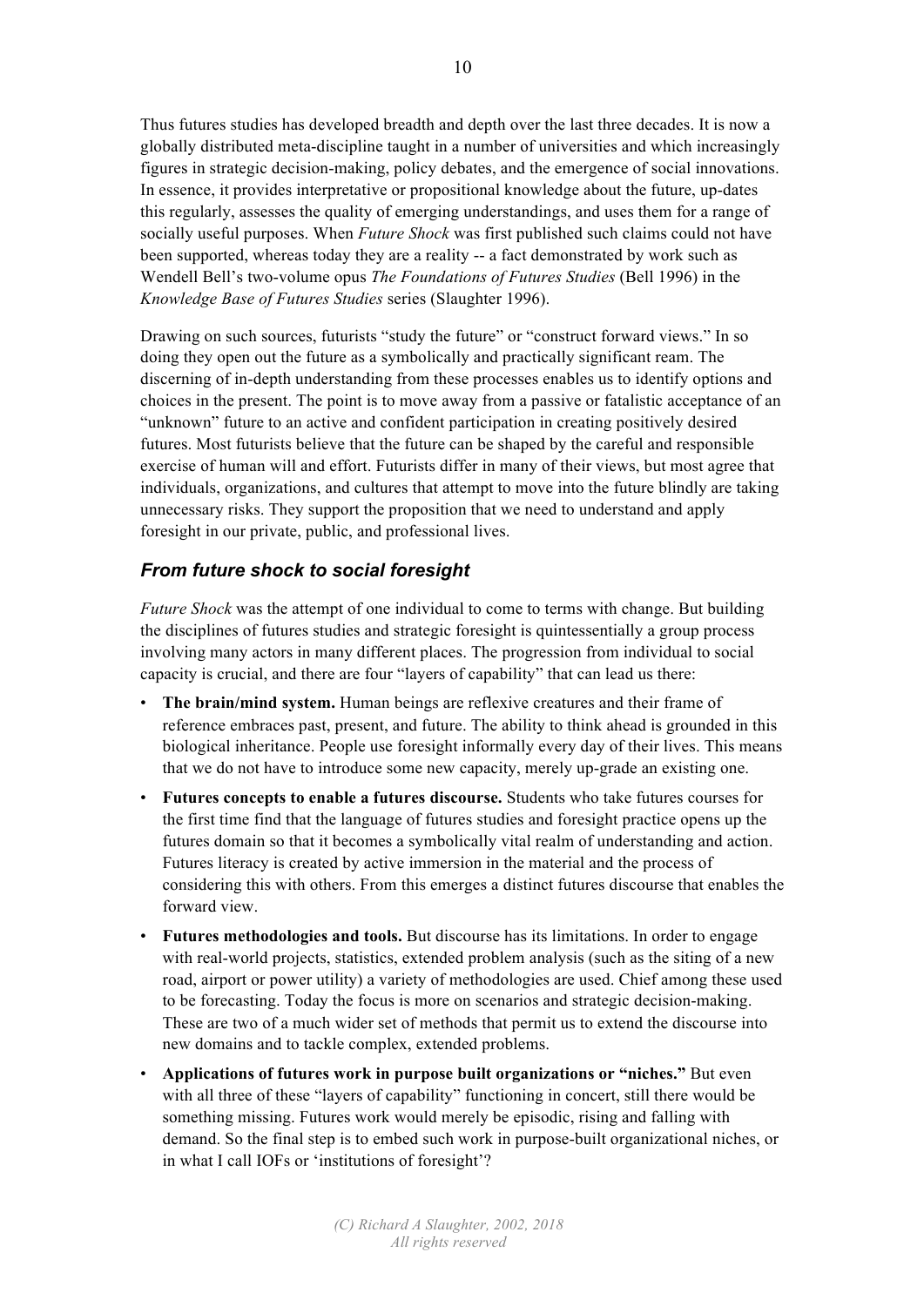Thus futures studies has developed breadth and depth over the last three decades. It is now a globally distributed meta-discipline taught in a number of universities and which increasingly figures in strategic decision-making, policy debates, and the emergence of social innovations. In essence, it provides interpretative or propositional knowledge about the future, up-dates this regularly, assesses the quality of emerging understandings, and uses them for a range of socially useful purposes. When *Future Shock* was first published such claims could not have been supported, whereas today they are a reality -- a fact demonstrated by work such as Wendell Bell's two-volume opus *The Foundations of Futures Studies* (Bell 1996) in the *Knowledge Base of Futures Studies* series (Slaughter 1996).

Drawing on such sources, futurists "study the future" or "construct forward views." In so doing they open out the future as a symbolically and practically significant ream. The discerning of in-depth understanding from these processes enables us to identify options and choices in the present. The point is to move away from a passive or fatalistic acceptance of an "unknown" future to an active and confident participation in creating positively desired futures. Most futurists believe that the future can be shaped by the careful and responsible exercise of human will and effort. Futurists differ in many of their views, but most agree that individuals, organizations, and cultures that attempt to move into the future blindly are taking unnecessary risks. They support the proposition that we need to understand and apply foresight in our private, public, and professional lives.

### *From future shock to social foresight*

*Future Shock* was the attempt of one individual to come to terms with change. But building the disciplines of futures studies and strategic foresight is quintessentially a group process involving many actors in many different places. The progression from individual to social capacity is crucial, and there are four "layers of capability" that can lead us there:

- **The brain/mind system.** Human beings are reflexive creatures and their frame of reference embraces past, present, and future. The ability to think ahead is grounded in this biological inheritance. People use foresight informally every day of their lives. This means that we do not have to introduce some new capacity, merely up-grade an existing one.
- **Futures concepts to enable a futures discourse.** Students who take futures courses for the first time find that the language of futures studies and foresight practice opens up the futures domain so that it becomes a symbolically vital realm of understanding and action. Futures literacy is created by active immersion in the material and the process of considering this with others. From this emerges a distinct futures discourse that enables the forward view.
- **Futures methodologies and tools.** But discourse has its limitations. In order to engage with real-world projects, statistics, extended problem analysis (such as the siting of a new road, airport or power utility) a variety of methodologies are used. Chief among these used to be forecasting. Today the focus is more on scenarios and strategic decision-making. These are two of a much wider set of methods that permit us to extend the discourse into new domains and to tackle complex, extended problems.
- **Applications of futures work in purpose built organizations or "niches."** But even with all three of these "layers of capability" functioning in concert, still there would be something missing. Futures work would merely be episodic, rising and falling with demand. So the final step is to embed such work in purpose-built organizational niches, or in what I call IOFs or 'institutions of foresight'?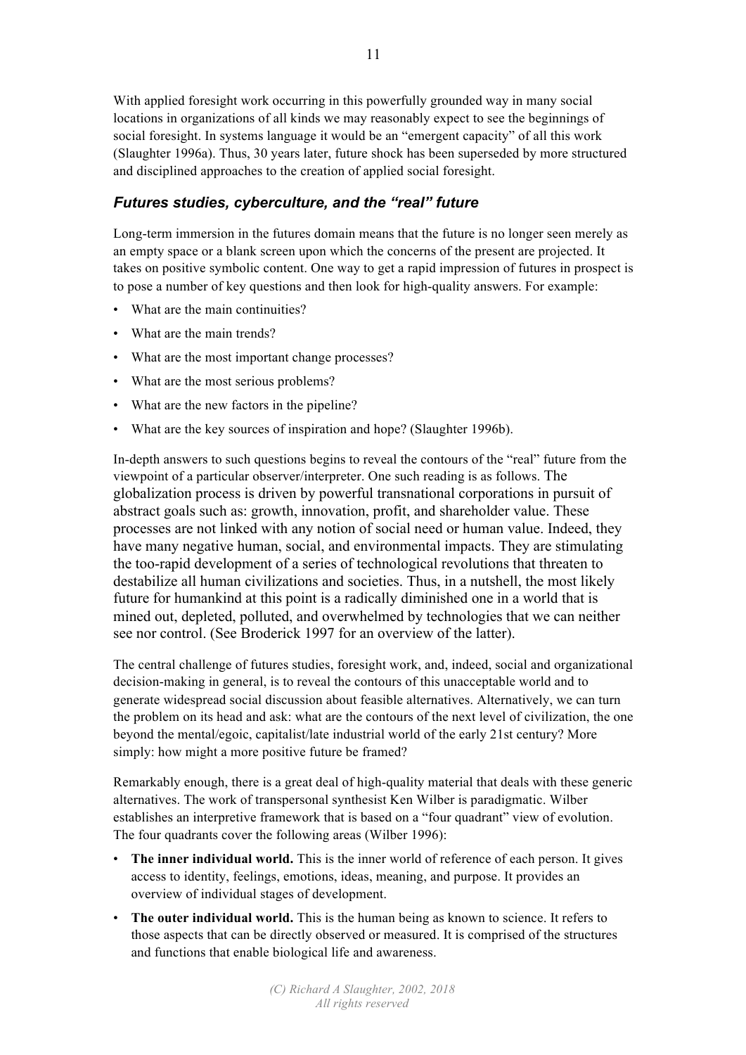With applied foresight work occurring in this powerfully grounded way in many social locations in organizations of all kinds we may reasonably expect to see the beginnings of social foresight. In systems language it would be an "emergent capacity" of all this work (Slaughter 1996a). Thus, 30 years later, future shock has been superseded by more structured and disciplined approaches to the creation of applied social foresight.

### *Futures studies, cyberculture, and the "real" future*

Long-term immersion in the futures domain means that the future is no longer seen merely as an empty space or a blank screen upon which the concerns of the present are projected. It takes on positive symbolic content. One way to get a rapid impression of futures in prospect is to pose a number of key questions and then look for high-quality answers. For example:

- What are the main continuities?
- What are the main trends?
- What are the most important change processes?
- What are the most serious problems?
- What are the new factors in the pipeline?
- What are the key sources of inspiration and hope? (Slaughter 1996b).

In-depth answers to such questions begins to reveal the contours of the "real" future from the viewpoint of a particular observer/interpreter. One such reading is as follows. The globalization process is driven by powerful transnational corporations in pursuit of abstract goals such as: growth, innovation, profit, and shareholder value. These processes are not linked with any notion of social need or human value. Indeed, they have many negative human, social, and environmental impacts. They are stimulating the too-rapid development of a series of technological revolutions that threaten to destabilize all human civilizations and societies. Thus, in a nutshell, the most likely future for humankind at this point is a radically diminished one in a world that is mined out, depleted, polluted, and overwhelmed by technologies that we can neither see nor control. (See Broderick 1997 for an overview of the latter).

The central challenge of futures studies, foresight work, and, indeed, social and organizational decision-making in general, is to reveal the contours of this unacceptable world and to generate widespread social discussion about feasible alternatives. Alternatively, we can turn the problem on its head and ask: what are the contours of the next level of civilization, the one beyond the mental/egoic, capitalist/late industrial world of the early 21st century? More simply: how might a more positive future be framed?

Remarkably enough, there is a great deal of high-quality material that deals with these generic alternatives. The work of transpersonal synthesist Ken Wilber is paradigmatic. Wilber establishes an interpretive framework that is based on a "four quadrant" view of evolution. The four quadrants cover the following areas (Wilber 1996):

- **The inner individual world.** This is the inner world of reference of each person. It gives access to identity, feelings, emotions, ideas, meaning, and purpose. It provides an overview of individual stages of development.
- **The outer individual world.** This is the human being as known to science. It refers to those aspects that can be directly observed or measured. It is comprised of the structures and functions that enable biological life and awareness.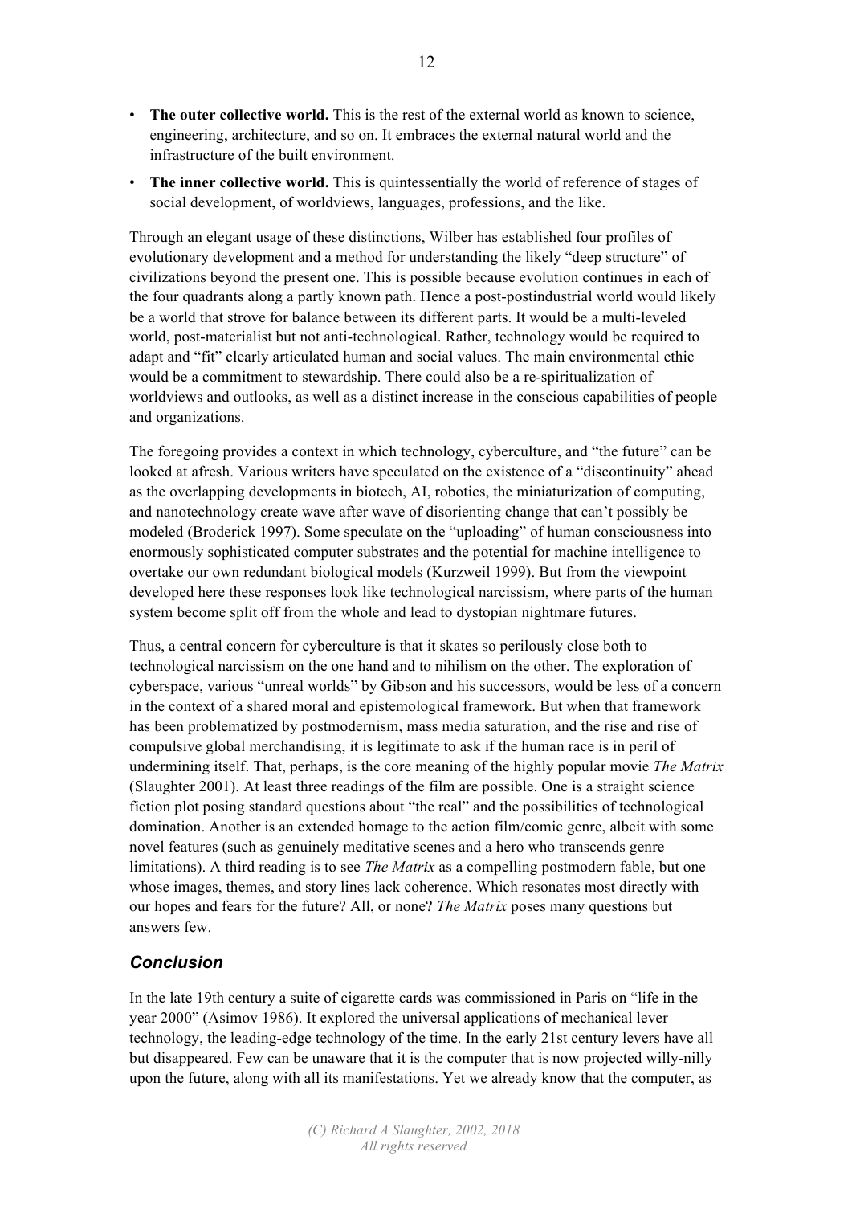- **The outer collective world.** This is the rest of the external world as known to science, engineering, architecture, and so on. It embraces the external natural world and the infrastructure of the built environment.
- **The inner collective world.** This is quintessentially the world of reference of stages of social development, of worldviews, languages, professions, and the like.

Through an elegant usage of these distinctions, Wilber has established four profiles of evolutionary development and a method for understanding the likely "deep structure" of civilizations beyond the present one. This is possible because evolution continues in each of the four quadrants along a partly known path. Hence a post-postindustrial world would likely be a world that strove for balance between its different parts. It would be a multi-leveled world, post-materialist but not anti-technological. Rather, technology would be required to adapt and "fit" clearly articulated human and social values. The main environmental ethic would be a commitment to stewardship. There could also be a re-spiritualization of worldviews and outlooks, as well as a distinct increase in the conscious capabilities of people and organizations.

The foregoing provides a context in which technology, cyberculture, and "the future" can be looked at afresh. Various writers have speculated on the existence of a "discontinuity" ahead as the overlapping developments in biotech, AI, robotics, the miniaturization of computing, and nanotechnology create wave after wave of disorienting change that can't possibly be modeled (Broderick 1997). Some speculate on the "uploading" of human consciousness into enormously sophisticated computer substrates and the potential for machine intelligence to overtake our own redundant biological models (Kurzweil 1999). But from the viewpoint developed here these responses look like technological narcissism, where parts of the human system become split off from the whole and lead to dystopian nightmare futures.

Thus, a central concern for cyberculture is that it skates so perilously close both to technological narcissism on the one hand and to nihilism on the other. The exploration of cyberspace, various "unreal worlds" by Gibson and his successors, would be less of a concern in the context of a shared moral and epistemological framework. But when that framework has been problematized by postmodernism, mass media saturation, and the rise and rise of compulsive global merchandising, it is legitimate to ask if the human race is in peril of undermining itself. That, perhaps, is the core meaning of the highly popular movie *The Matrix* (Slaughter 2001). At least three readings of the film are possible. One is a straight science fiction plot posing standard questions about "the real" and the possibilities of technological domination. Another is an extended homage to the action film/comic genre, albeit with some novel features (such as genuinely meditative scenes and a hero who transcends genre limitations). A third reading is to see *The Matrix* as a compelling postmodern fable, but one whose images, themes, and story lines lack coherence. Which resonates most directly with our hopes and fears for the future? All, or none? *The Matrix* poses many questions but answers few.

## *Conclusion*

In the late 19th century a suite of cigarette cards was commissioned in Paris on "life in the year 2000" (Asimov 1986). It explored the universal applications of mechanical lever technology, the leading-edge technology of the time. In the early 21st century levers have all but disappeared. Few can be unaware that it is the computer that is now projected willy-nilly upon the future, along with all its manifestations. Yet we already know that the computer, as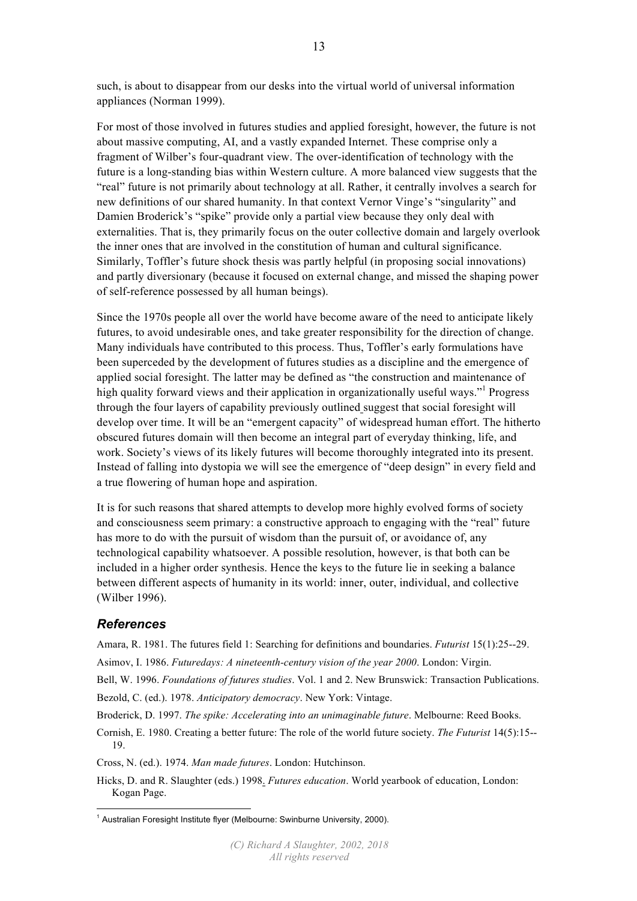such, is about to disappear from our desks into the virtual world of universal information appliances (Norman 1999).

For most of those involved in futures studies and applied foresight, however, the future is not about massive computing, AI, and a vastly expanded Internet. These comprise only a fragment of Wilber's four-quadrant view. The over-identification of technology with the future is a long-standing bias within Western culture. A more balanced view suggests that the "real" future is not primarily about technology at all. Rather, it centrally involves a search for new definitions of our shared humanity. In that context Vernor Vinge's "singularity" and Damien Broderick's "spike" provide only a partial view because they only deal with externalities. That is, they primarily focus on the outer collective domain and largely overlook the inner ones that are involved in the constitution of human and cultural significance. Similarly, Toffler's future shock thesis was partly helpful (in proposing social innovations) and partly diversionary (because it focused on external change, and missed the shaping power of self-reference possessed by all human beings).

Since the 1970s people all over the world have become aware of the need to anticipate likely futures, to avoid undesirable ones, and take greater responsibility for the direction of change. Many individuals have contributed to this process. Thus, Toffler's early formulations have been superceded by the development of futures studies as a discipline and the emergence of applied social foresight. The latter may be defined as "the construction and maintenance of high quality forward views and their application in organizationally useful ways."[1] Progress through the four layers of capability previously outlined suggest that social foresight will develop over time. It will be an "emergent capacity" of widespread human effort. The hitherto obscured futures domain will then become an integral part of everyday thinking, life, and work. Society's views of its likely futures will become thoroughly integrated into its present. Instead of falling into dystopia we will see the emergence of "deep design" in every field and a true flowering of human hope and aspiration.

It is for such reasons that shared attempts to develop more highly evolved forms of society and consciousness seem primary: a constructive approach to engaging with the "real" future has more to do with the pursuit of wisdom than the pursuit of, or avoidance of, any technological capability whatsoever. A possible resolution, however, is that both can be included in a higher order synthesis. Hence the keys to the future lie in seeking a balance between different aspects of humanity in its world: inner, outer, individual, and collective (Wilber 1996).

### *References*

Amara, R. 1981. The futures field 1: Searching for definitions and boundaries. *Futurist* 15(1):25--29.

Asimov, I. 1986. *Futuredays: A nineteenth-century vision of the year 2000*. London: Virgin.

Bell, W. 1996. *Foundations of futures studies*. Vol. 1 and 2. New Brunswick: Transaction Publications.

Bezold, C. (ed.). 1978. *Anticipatory democracy*. New York: Vintage.

Broderick, D. 1997. *The spike: Accelerating into an unimaginable future*. Melbourne: Reed Books.

Cornish, E. 1980. Creating a better future: The role of the world future society. *The Futurist* 14(5):15--19.

Cross, N. (ed.). 1974. *Man made futures*. London: Hutchinson.

Hicks, D. and R. Slaughter (eds.) 1998. *Futures education*. World yearbook of education, London: Kogan Page.

---

[1] Australian Foresight Institute flyer (Melbourne: Swinburne University, 2000).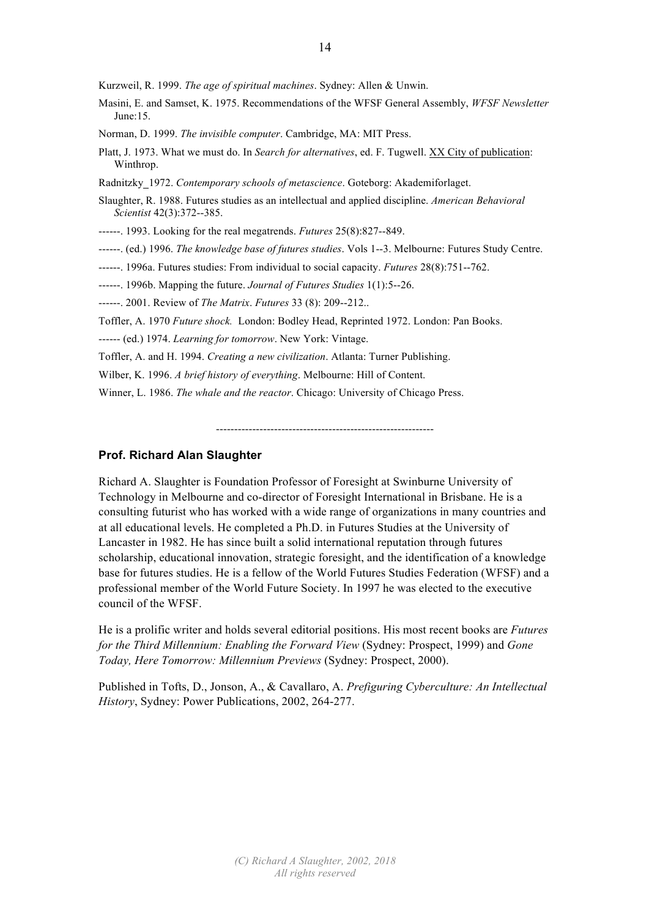Kurzweil, R. 1999. *The age of spiritual machines*. Sydney: Allen & Unwin.

Masini, E. and Samset, K. 1975. Recommendations of the WFSF General Assembly, *WFSF Newsletter* June:15.

Norman, D. 1999. *The invisible computer*. Cambridge, MA: MIT Press.

Platt, J. 1973. What we must do. In *Search for alternatives*, ed. F. Tugwell. XX City of publication: Winthrop.

Radnitzky_1972. *Contemporary schools of metascience*. Goteborg: Akademiforlaget.

Slaughter, R. 1988. Futures studies as an intellectual and applied discipline. *American Behavioral Scientist* 42(3):372--385.

------. 1993. Looking for the real megatrends. *Futures* 25(8):827--849.

------. (ed.) 1996. *The knowledge base of futures studies*. Vols 1--3. Melbourne: Futures Study Centre.

------. 1996a. Futures studies: From individual to social capacity. *Futures* 28(8):751--762.

------. 1996b. Mapping the future. *Journal of Futures Studies* 1(1):5--26.

------. 2001. Review of *The Matrix*. *Futures* 33 (8): 209--212..

Toffler, A. 1970 *Future shock.* London: Bodley Head, Reprinted 1972. London: Pan Books.

------ (ed.) 1974. *Learning for tomorrow*. New York: Vintage.

Toffler, A. and H. 1994. *Creating a new civilization*. Atlanta: Turner Publishing.

Wilber, K. 1996. *A brief history of everything*. Melbourne: Hill of Content.

Winner, L. 1986. *The whale and the reactor*. Chicago: University of Chicago Press.

------------------------------------------------------------

**Prof. Richard Alan Slaughter**

Richard A. Slaughter is Foundation Professor of Foresight at Swinburne University of Technology in Melbourne and co-director of Foresight International in Brisbane. He is a consulting futurist who has worked with a wide range of organizations in many countries and at all educational levels. He completed a Ph.D. in Futures Studies at the University of Lancaster in 1982. He has since built a solid international reputation through futures scholarship, educational innovation, strategic foresight, and the identification of a knowledge base for futures studies. He is a fellow of the World Futures Studies Federation (WFSF) and a professional member of the World Future Society. In 1997 he was elected to the executive council of the WFSF.

He is a prolific writer and holds several editorial positions. His most recent books are *Futures for the Third Millennium: Enabling the Forward View* (Sydney: Prospect, 1999) and *Gone Today, Here Tomorrow: Millennium Previews* (Sydney: Prospect, 2000).

Published in Tofts, D., Jonson, A., & Cavallaro, A. *Prefiguring Cyberculture: An Intellectual History*, Sydney: Power Publications, 2002, 264-277.

*(C) Richard A Slaughter, 2002, 2018*
*All rights reserved*